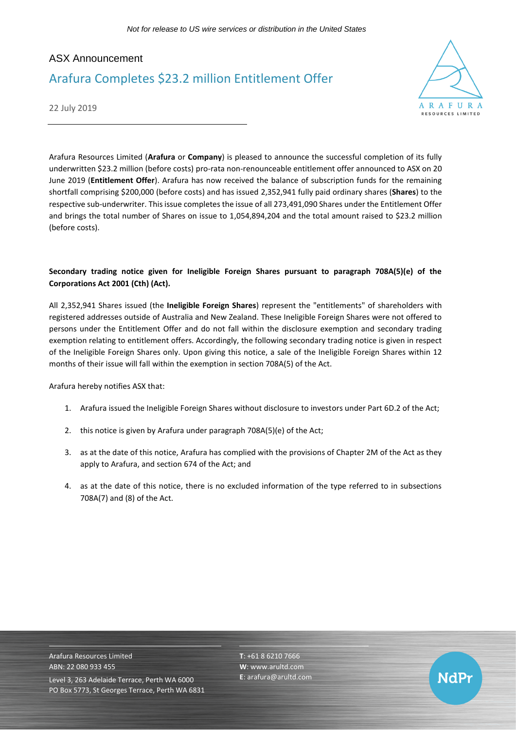*Not for release to US wire services or distribution in the United States*

ASX Announcement

# Arafura Completes $23.2 million Entitlement Offer

22 July 2019

Arafura Resources Limited (**Arafura** or **Company**) is pleased to announce the successful completion of its fully underwritten $23.2 million (before costs) pro-rata non-renounceable entitlement offer announced to ASX on 20 June 2019 (**Entitlement Offer**). Arafura has now received the balance of subscription funds for the remaining shortfall comprising $200,000 (before costs) and has issued 2,352,941 fully paid ordinary shares (**Shares**) to the respective sub-underwriter. This issue completes the issue of all 273,491,090 Shares under the Entitlement Offer and brings the total number of Shares on issue to 1,054,894,204 and the total amount raised to $23.2 million (before costs).

**Secondary trading notice given for Ineligible Foreign Shares pursuant to paragraph 708A(5)(e) of the Corporations Act 2001 (Cth) (Act).**

All 2,352,941 Shares issued (the **Ineligible Foreign Shares**) represent the "entitlements" of shareholders with registered addresses outside of Australia and New Zealand. These Ineligible Foreign Shares were not offered to persons under the Entitlement Offer and do not fall within the disclosure exemption and secondary trading exemption relating to entitlement offers. Accordingly, the following secondary trading notice is given in respect of the Ineligible Foreign Shares only. Upon giving this notice, a sale of the Ineligible Foreign Shares within 12 months of their issue will fall within the exemption in section 708A(5) of the Act.

Arafura hereby notifies ASX that:

1. Arafura issued the Ineligible Foreign Shares without disclosure to investors under Part 6D.2 of the Act;
2. this notice is given by Arafura under paragraph 708A(5)(e) of the Act;
3. as at the date of this notice, Arafura has complied with the provisions of Chapter 2M of the Act as they apply to Arafura, and section 674 of the Act; and
4. as at the date of this notice, there is no excluded information of the type referred to in subsections 708A(7) and (8) of the Act.

Arafura Resources Limited
ABN: 22 080 933 455
Level 3, 263 Adelaide Terrace, Perth WA 6000
PO Box 5773, St Georges Terrace, Perth WA 6831

**T**: +61 8 6210 7666
**W**: www.arultd.com
**E**: arafura@arultd.com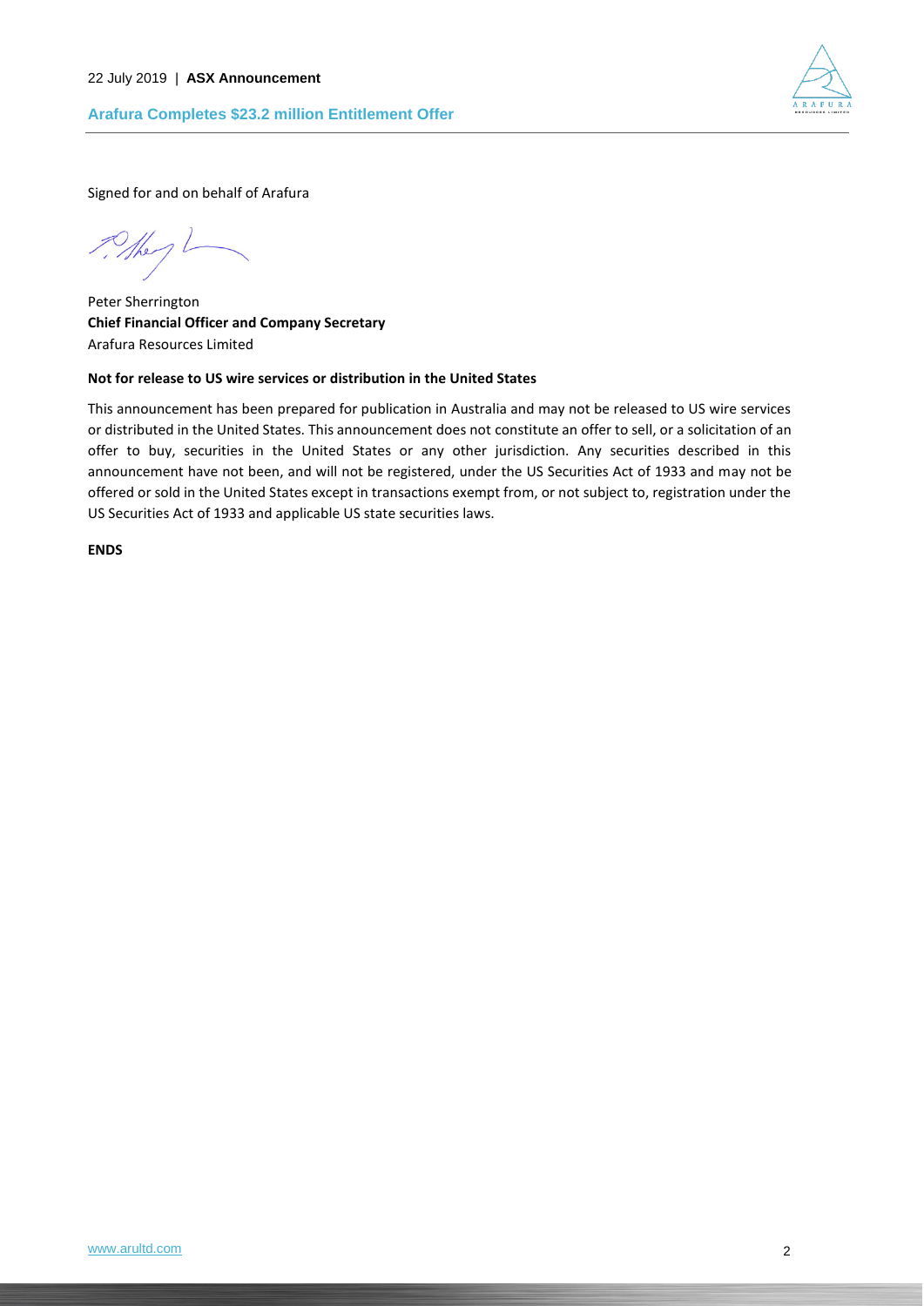Signed for and on behalf of Arafura

Peter Sherrington
**Chief Financial Officer and Company Secretary**
Arafura Resources Limited

**Not for release to US wire services or distribution in the United States**

This announcement has been prepared for publication in Australia and may not be released to US wire services or distributed in the United States. This announcement does not constitute an offer to sell, or a solicitation of an offer to buy, securities in the United States or any other jurisdiction. Any securities described in this announcement have not been, and will not be registered, under the US Securities Act of 1933 and may not be offered or sold in the United States except in transactions exempt from, or not subject to, registration under the US Securities Act of 1933 and applicable US state securities laws.

**ENDS**